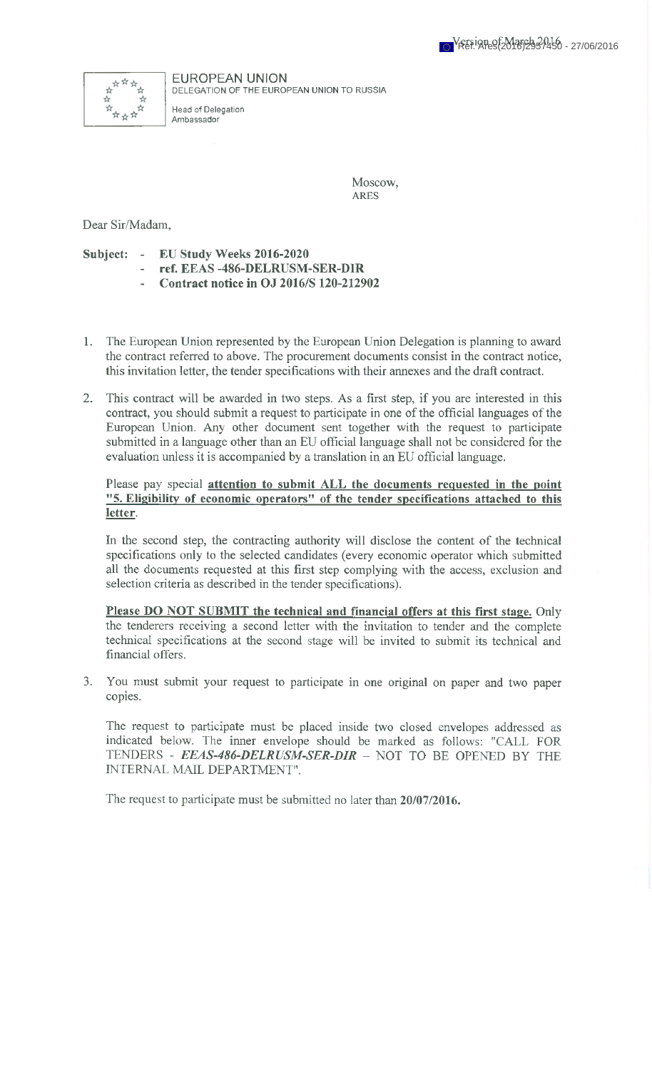EUROPEAN UNION
DELEGATION OF THE EUROPEAN UNION TO RUSSIA

Head of Delegation
Ambassador

Moscow,
ARES

Dear Sir/Madam,

**Subject:** - **EU Study Weeks 2016-2020**
- **ref. EEAS -486-DELRUSM-SER-DIR**
- **Contract notice in OJ 2016/S 120-212902**

1. The European Union represented by the European Union Delegation is planning to award the contract referred to above. The procurement documents consist in the contract notice, this invitation letter, the tender specifications with their annexes and the draft contract.

2. This contract will be awarded in two steps. As a first step, if you are interested in this contract, you should submit a request to participate in one of the official languages of the European Union. Any other document sent together with the request to participate submitted in a language other than an EU official language shall not be considered for the evaluation unless it is accompanied by a translation in an EU official language.

   Please pay special **attention to submit ALL the documents requested in the point "5. Eligibility of economic operators" of the tender specifications attached to this letter**.

   In the second step, the contracting authority will disclose the content of the technical specifications only to the selected candidates (every economic operator which submitted all the documents requested at this first step complying with the access, exclusion and selection criteria as described in the tender specifications).

   **Please DO NOT SUBMIT the technical and financial offers at this first stage.** Only the tenderers receiving a second letter with the invitation to tender and the complete technical specifications at the second stage will be invited to submit its technical and financial offers.

3. You must submit your request to participate in one original on paper and two paper copies.

   The request to participate must be placed inside two closed envelopes addressed as indicated below. The inner envelope should be marked as follows: "CALL FOR TENDERS - ***EEAS-486-DELRUSM-SER-DIR*** – NOT TO BE OPENED BY THE INTERNAL MAIL DEPARTMENT".

   The request to participate must be submitted no later than **20/07/2016.**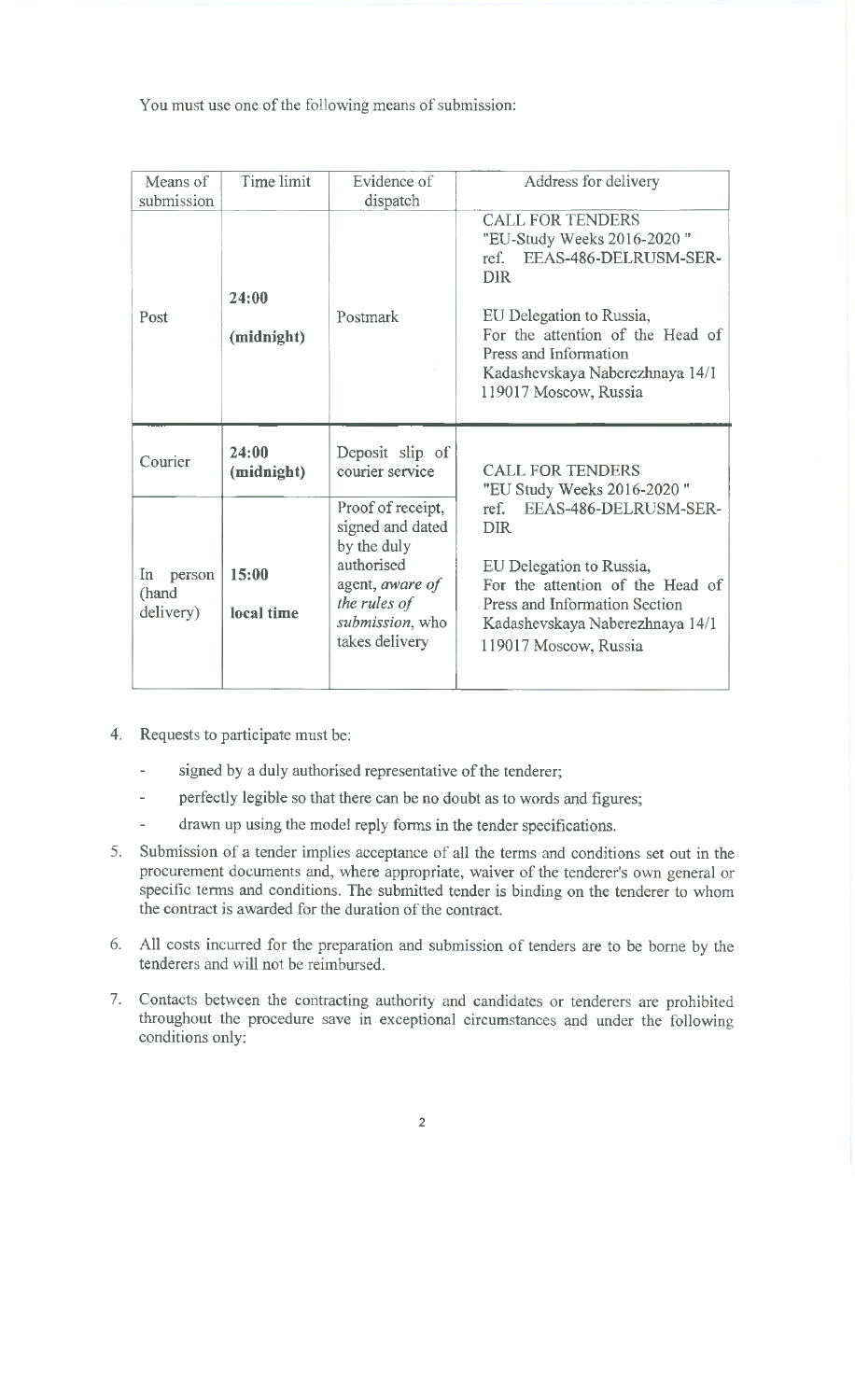You must use one of the following means of submission:

| Means of submission | Time limit | Evidence of dispatch | Address for delivery |
|---|---|---|---|
| Post | **24:00 (midnight)** | Postmark | CALL FOR TENDERS "EU-Study Weeks 2016-2020 " ref. EEAS-486-DELRUSM-SER-DIR<br><br>EU Delegation to Russia, For the attention of the Head of Press and Information Kadashevskaya Naberezhnaya 14/1 119017 Moscow, Russia |
| Courier | **24:00 (midnight)** | Deposit slip of courier service | CALL FOR TENDERS "EU Study Weeks 2016-2020 " ref. EEAS-486-DELRUSM-SER-DIR<br><br>EU Delegation to Russia, For the attention of the Head of Press and Information Section Kadashevskaya Naberezhnaya 14/1 119017 Moscow, Russia |
| In person (hand delivery) | **15:00 local time** | Proof of receipt, signed and dated by the duly authorised agent, *aware of the rules of submission*, who takes delivery | |

4. Requests to participate must be:
   - signed by a duly authorised representative of the tenderer;
   - perfectly legible so that there can be no doubt as to words and figures;
   - drawn up using the model reply forms in the tender specifications.

5. Submission of a tender implies acceptance of all the terms and conditions set out in the procurement documents and, where appropriate, waiver of the tenderer's own general or specific terms and conditions. The submitted tender is binding on the tenderer to whom the contract is awarded for the duration of the contract.

6. All costs incurred for the preparation and submission of tenders are to be borne by the tenderers and will not be reimbursed.

7. Contacts between the contracting authority and candidates or tenderers are prohibited throughout the procedure save in exceptional circumstances and under the following conditions only: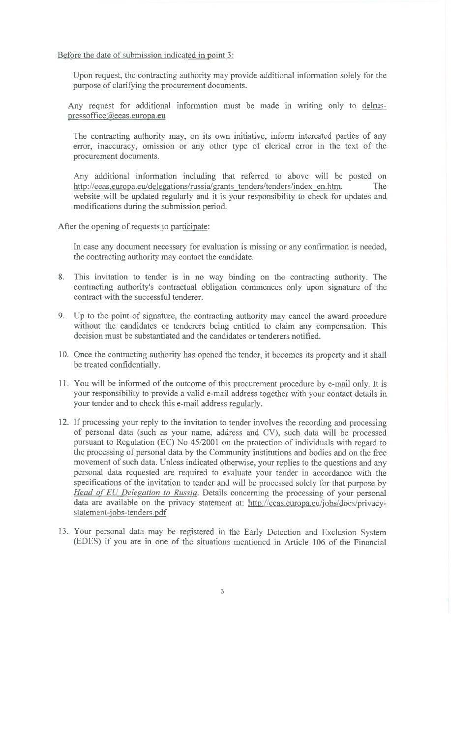Before the date of submission indicated in point 3:

Upon request, the contracting authority may provide additional information solely for the purpose of clarifying the procurement documents.

Any request for additional information must be made in writing only to delrus-pressoffice@eeas.europa.eu

The contracting authority may, on its own initiative, inform interested parties of any error, inaccuracy, omission or any other type of clerical error in the text of the procurement documents.

Any additional information including that referred to above will be posted on http://eeas.europa.eu/delegations/russia/grants_tenders/tenders/index_en.htm. The website will be updated regularly and it is your responsibility to check for updates and modifications during the submission period.

After the opening of requests to participate:

In case any document necessary for evaluation is missing or any confirmation is needed, the contracting authority may contact the candidate.

8. This invitation to tender is in no way binding on the contracting authority. The contracting authority's contractual obligation commences only upon signature of the contract with the successful tenderer.

9. Up to the point of signature, the contracting authority may cancel the award procedure without the candidates or tenderers being entitled to claim any compensation. This decision must be substantiated and the candidates or tenderers notified.

10. Once the contracting authority has opened the tender, it becomes its property and it shall be treated confidentially.

11. You will be informed of the outcome of this procurement procedure by e-mail only. It is your responsibility to provide a valid e-mail address together with your contact details in your tender and to check this e-mail address regularly.

12. If processing your reply to the invitation to tender involves the recording and processing of personal data (such as your name, address and CV), such data will be processed pursuant to Regulation (EC) No 45/2001 on the protection of individuals with regard to the processing of personal data by the Community institutions and bodies and on the free movement of such data. Unless indicated otherwise, your replies to the questions and any personal data requested are required to evaluate your tender in accordance with the specifications of the invitation to tender and will be processed solely for that purpose by *Head of EU Delegation to Russia*. Details concerning the processing of your personal data are available on the privacy statement at: http://eeas.europa.eu/jobs/docs/privacy-statement-jobs-tenders.pdf

13. Your personal data may be registered in the Early Detection and Exclusion System (EDES) if you are in one of the situations mentioned in Article 106 of the Financial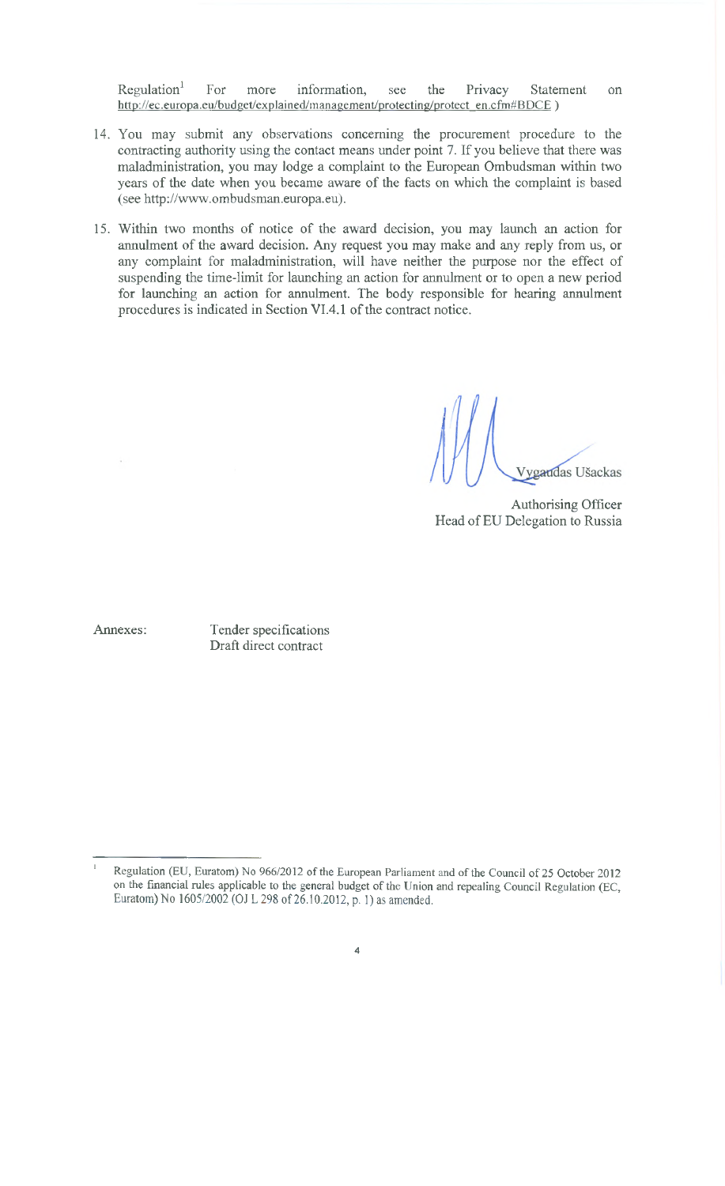Regulation[1] For more information, see the Privacy Statement on http://ec.europa.eu/budget/explained/management/protecting/protect_en.cfm#BDCE )

14. You may submit any observations concerning the procurement procedure to the contracting authority using the contact means under point 7. If you believe that there was maladministration, you may lodge a complaint to the European Ombudsman within two years of the date when you became aware of the facts on which the complaint is based (see http://www.ombudsman.europa.eu).

15. Within two months of notice of the award decision, you may launch an action for annulment of the award decision. Any request you may make and any reply from us, or any complaint for maladministration, will have neither the purpose nor the effect of suspending the time-limit for launching an action for annulment or to open a new period for launching an action for annulment. The body responsible for hearing annulment procedures is indicated in Section VI.4.1 of the contract notice.

Vygaudas Ušackas

Authorising Officer
Head of EU Delegation to Russia

Annexes: Tender specifications
Draft direct contract

[1] Regulation (EU, Euratom) No 966/2012 of the European Parliament and of the Council of 25 October 2012 on the financial rules applicable to the general budget of the Union and repealing Council Regulation (EC, Euratom) No 1605/2002 (OJ L 298 of 26.10.2012, p. 1) as amended.